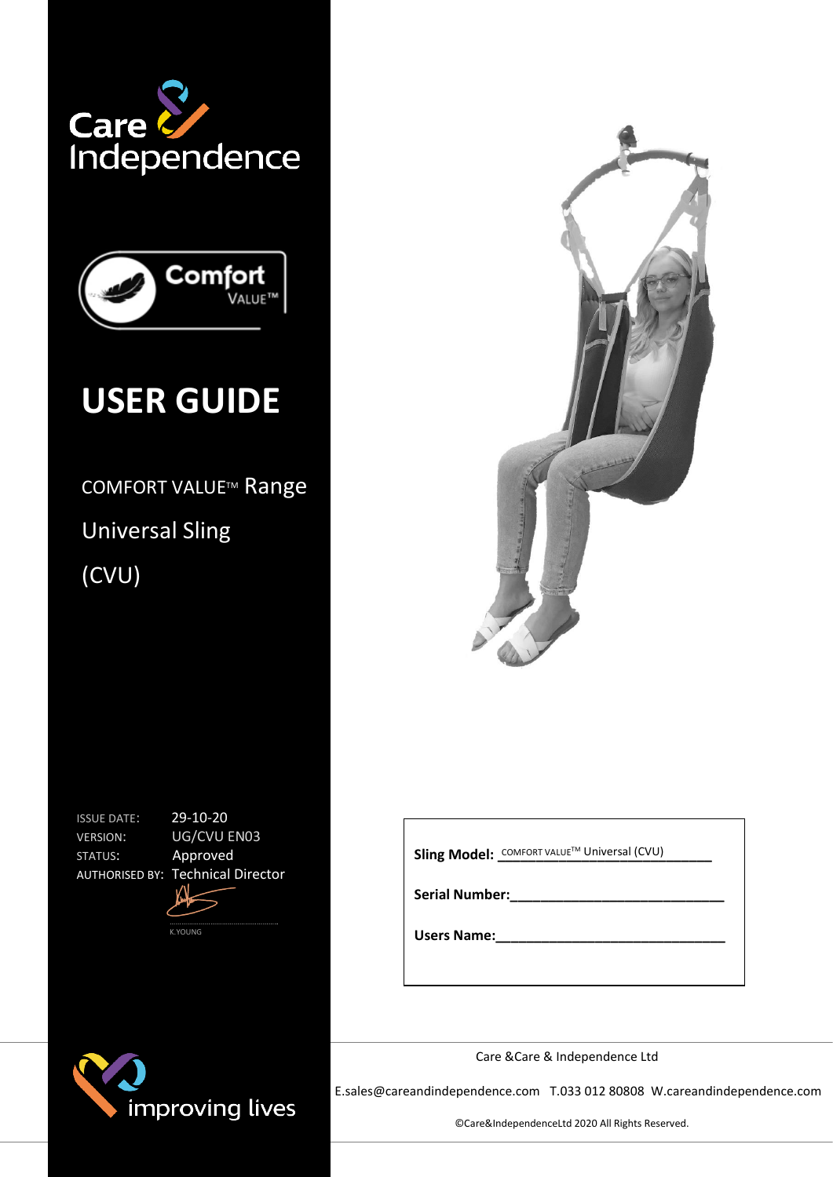Care & Independence

Comfort VALUE™

# USER GUIDE

COMFORT VALUE™ Range

Universal Sling

(CVU)

| | |
|---|---|
| ISSUE DATE: | 29-10-20 |
| VERSION: | UG/CVU EN03 |
| STATUS: | Approved |
| AUTHORISED BY: | Technical Director |

K.YOUNG

**Sling Model:** COMFORT VALUE™ Universal (CVU)

**Serial Number:**______________________________

**Users Name:**______________________________

improving lives

Care &Care & Independence Ltd

E.sales@careandindependence.com T.033 012 80808 W.careandindependence.com

©Care&IndependenceLtd 2020 All Rights Reserved.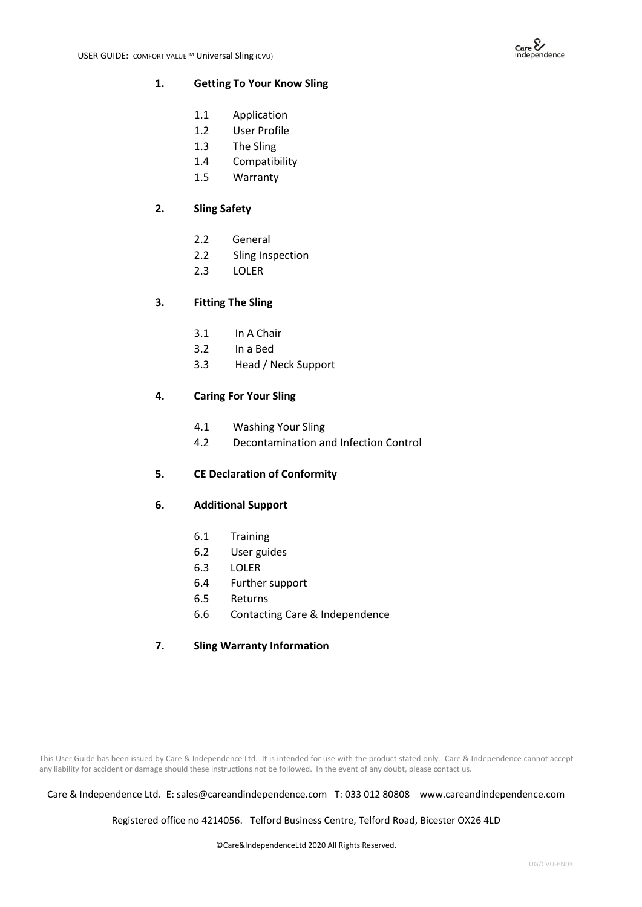1. **Getting To Your Know Sling**

    1.1 Application
    1.2 User Profile
    1.3 The Sling
    1.4 Compatibility
    1.5 Warranty

2. **Sling Safety**

    2.2 General
    2.2 Sling Inspection
    2.3 LOLER

3. **Fitting The Sling**

    3.1 In A Chair
    3.2 In a Bed
    3.3 Head / Neck Support

4. **Caring For Your Sling**

    4.1 Washing Your Sling
    4.2 Decontamination and Infection Control

5. **CE Declaration of Conformity**

6. **Additional Support**

    6.1 Training
    6.2 User guides
    6.3 LOLER
    6.4 Further support
    6.5 Returns
    6.6 Contacting Care & Independence

7. **Sling Warranty Information**

This User Guide has been issued by Care & Independence Ltd. It is intended for use with the product stated only. Care & Independence cannot accept any liability for accident or damage should these instructions not be followed. In the event of any doubt, please contact us.

Care & Independence Ltd. E: sales@careandindependence.com T: 033 012 80808 www.careandindependence.com

Registered office no 4214056. Telford Business Centre, Telford Road, Bicester OX26 4LD

©Care&IndependenceLtd 2020 All Rights Reserved.

UG/CVU-EN03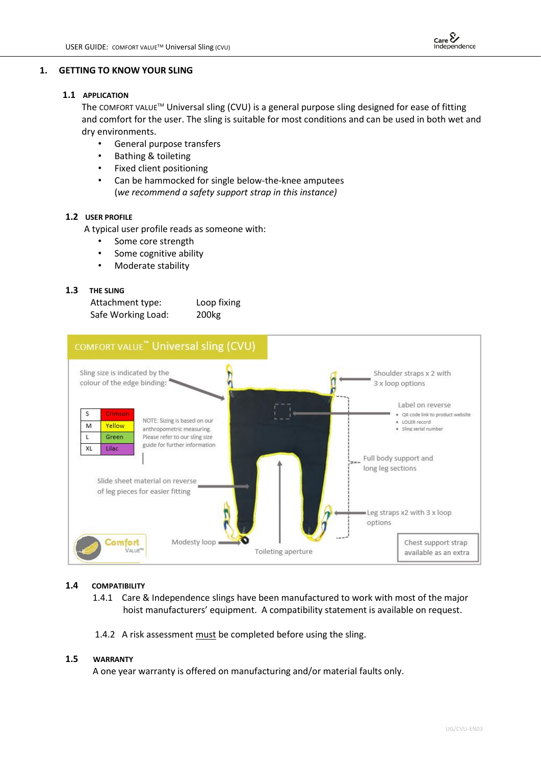# 1. GETTING TO KNOW YOUR SLING

## 1.1 APPLICATION

The COMFORT VALUE™ Universal sling (CVU) is a general purpose sling designed for ease of fitting and comfort for the user. The sling is suitable for most conditions and can be used in both wet and dry environments.

- General purpose transfers
- Bathing & toileting
- Fixed client positioning
- Can be hammocked for single below-the-knee amputees
  (*we recommend a safety support strap in this instance)*

## 1.2 USER PROFILE

A typical user profile reads as someone with:

- Some core strength
- Some cognitive ability
- Moderate stability

## 1.3 THE SLING

Attachment type: Loop fixing
Safe Working Load: 200kg

COMFORT VALUE™ Universal sling (CVU)

Sling size is indicated by the colour of the edge binding:

| S | Crimson |
|---|---|
| M | Yellow |
| L | Green |
| XL | Lilac |

NOTE: Sizing is based on our anthropometric measuring. Please refer to our sling size guide for further information

Slide sheet material on reverse of leg pieces for easier fitting

Modesty loop

Toileting aperture

Shoulder straps x 2 with 3 x loop options

Label on reverse
- QR code link to product website
- LOLER record
- Sling serial number

Full body support and long leg sections

Leg straps x2 with 3 x loop options

Chest support strap available as an extra

## 1.4 COMPATIBILITY

1.4.1 Care & Independence slings have been manufactured to work with most of the major hoist manufacturers' equipment. A compatibility statement is available on request.

1.4.2 A risk assessment must be completed before using the sling.

## 1.5 WARRANTY

A one year warranty is offered on manufacturing and/or material faults only.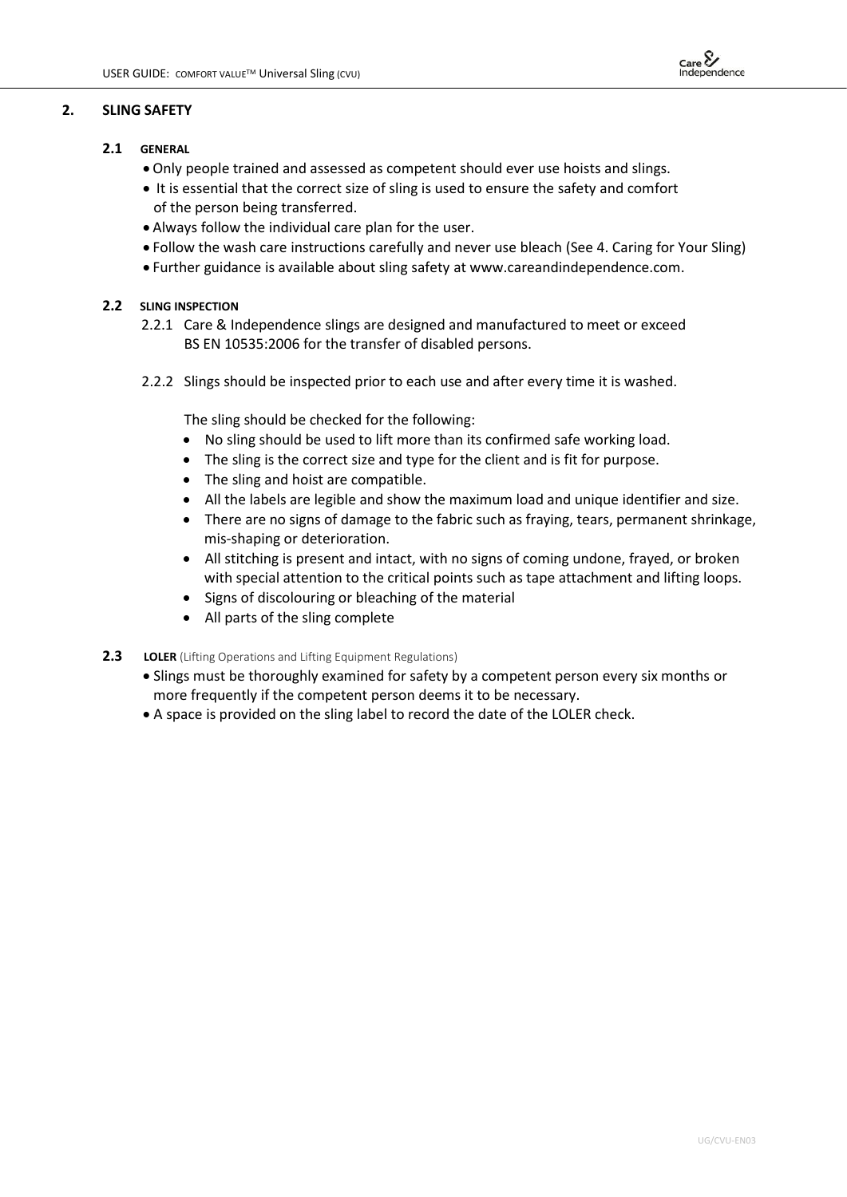## 2. SLING SAFETY

### 2.1 GENERAL

- Only people trained and assessed as competent should ever use hoists and slings.
- It is essential that the correct size of sling is used to ensure the safety and comfort of the person being transferred.
- Always follow the individual care plan for the user.
- Follow the wash care instructions carefully and never use bleach (See 4. Caring for Your Sling)
- Further guidance is available about sling safety at www.careandindependence.com.

### 2.2 SLING INSPECTION

2.2.1 Care & Independence slings are designed and manufactured to meet or exceed BS EN 10535:2006 for the transfer of disabled persons.

2.2.2 Slings should be inspected prior to each use and after every time it is washed.

The sling should be checked for the following:

- No sling should be used to lift more than its confirmed safe working load.
- The sling is the correct size and type for the client and is fit for purpose.
- The sling and hoist are compatible.
- All the labels are legible and show the maximum load and unique identifier and size.
- There are no signs of damage to the fabric such as fraying, tears, permanent shrinkage, mis-shaping or deterioration.
- All stitching is present and intact, with no signs of coming undone, frayed, or broken with special attention to the critical points such as tape attachment and lifting loops.
- Signs of discolouring or bleaching of the material
- All parts of the sling complete

### 2.3 LOLER (Lifting Operations and Lifting Equipment Regulations)

- Slings must be thoroughly examined for safety by a competent person every six months or more frequently if the competent person deems it to be necessary.
- A space is provided on the sling label to record the date of the LOLER check.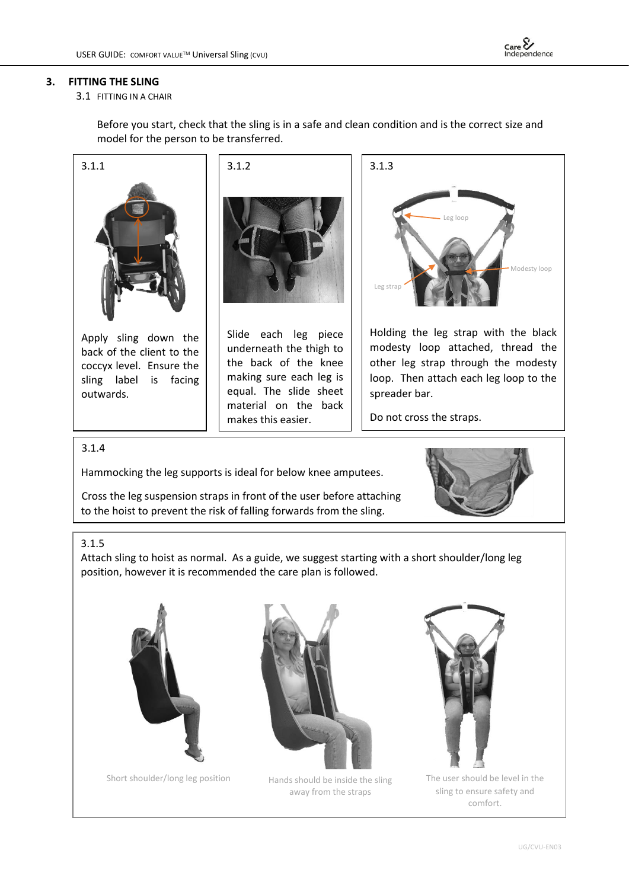## 3. FITTING THE SLING

### 3.1 FITTING IN A CHAIR

Before you start, check that the sling is in a safe and clean condition and is the correct size and model for the person to be transferred.

**3.1.1**

Apply sling down the back of the client to the coccyx level. Ensure the sling label is facing outwards.

**3.1.2**

Slide each leg piece underneath the thigh to the back of the knee making sure each leg is equal. The slide sheet material on the back makes this easier.

**3.1.3**

Leg loop

Modesty loop

Leg strap

Holding the leg strap with the black modesty loop attached, thread the other leg strap through the modesty loop. Then attach each leg loop to the spreader bar.

Do not cross the straps.

**3.1.4**

Hammocking the leg supports is ideal for below knee amputees.

Cross the leg suspension straps in front of the user before attaching to the hoist to prevent the risk of falling forwards from the sling.

**3.1.5**

Attach sling to hoist as normal. As a guide, we suggest starting with a short shoulder/long leg position, however it is recommended the care plan is followed.

Short shoulder/long leg position

Hands should be inside the sling away from the straps

The user should be level in the sling to ensure safety and comfort.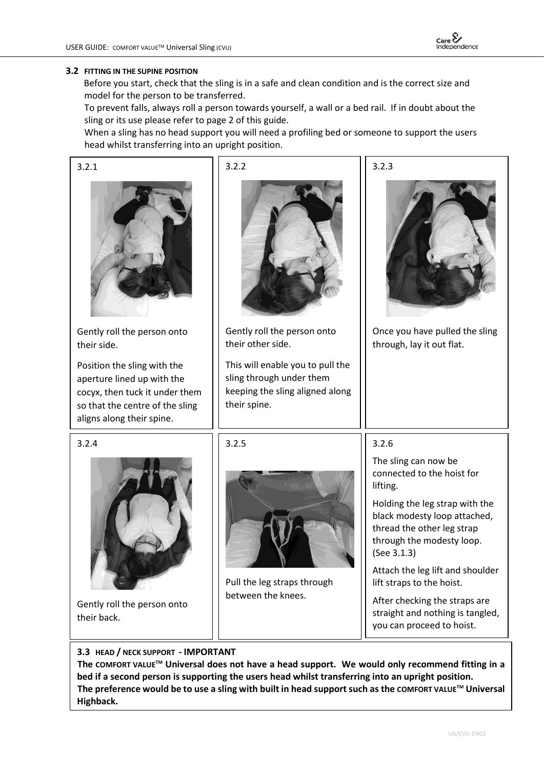### 3.2 FITTING IN THE SUPINE POSITION

Before you start, check that the sling is in a safe and clean condition and is the correct size and model for the person to be transferred.

To prevent falls, always roll a person towards yourself, a wall or a bed rail. If in doubt about the sling or its use please refer to page 2 of this guide.

When a sling has no head support you will need a profiling bed or someone to support the users head whilst transferring into an upright position.

**3.2.1**

Gently roll the person onto their side.

Position the sling with the aperture lined up with the cocyx, then tuck it under them so that the centre of the sling aligns along their spine.

**3.2.2**

Gently roll the person onto their other side.

This will enable you to pull the sling through under them keeping the sling aligned along their spine.

**3.2.3**

Once you have pulled the sling through, lay it out flat.

**3.2.4**

Gently roll the person onto their back.

**3.2.5**

Pull the leg straps through between the knees.

**3.2.6**

The sling can now be connected to the hoist for lifting.

Holding the leg strap with the black modesty loop attached, thread the other leg strap through the modesty loop. (See 3.1.3)

Attach the leg lift and shoulder lift straps to the hoist.

After checking the straps are straight and nothing is tangled, you can proceed to hoist.

### 3.3 HEAD / NECK SUPPORT - IMPORTANT

**The COMFORT VALUE™ Universal does not have a head support. We would only recommend fitting in a bed if a second person is supporting the users head whilst transferring into an upright position.**

**The preference would be to use a sling with built in head support such as the COMFORT VALUE™ Universal Highback.**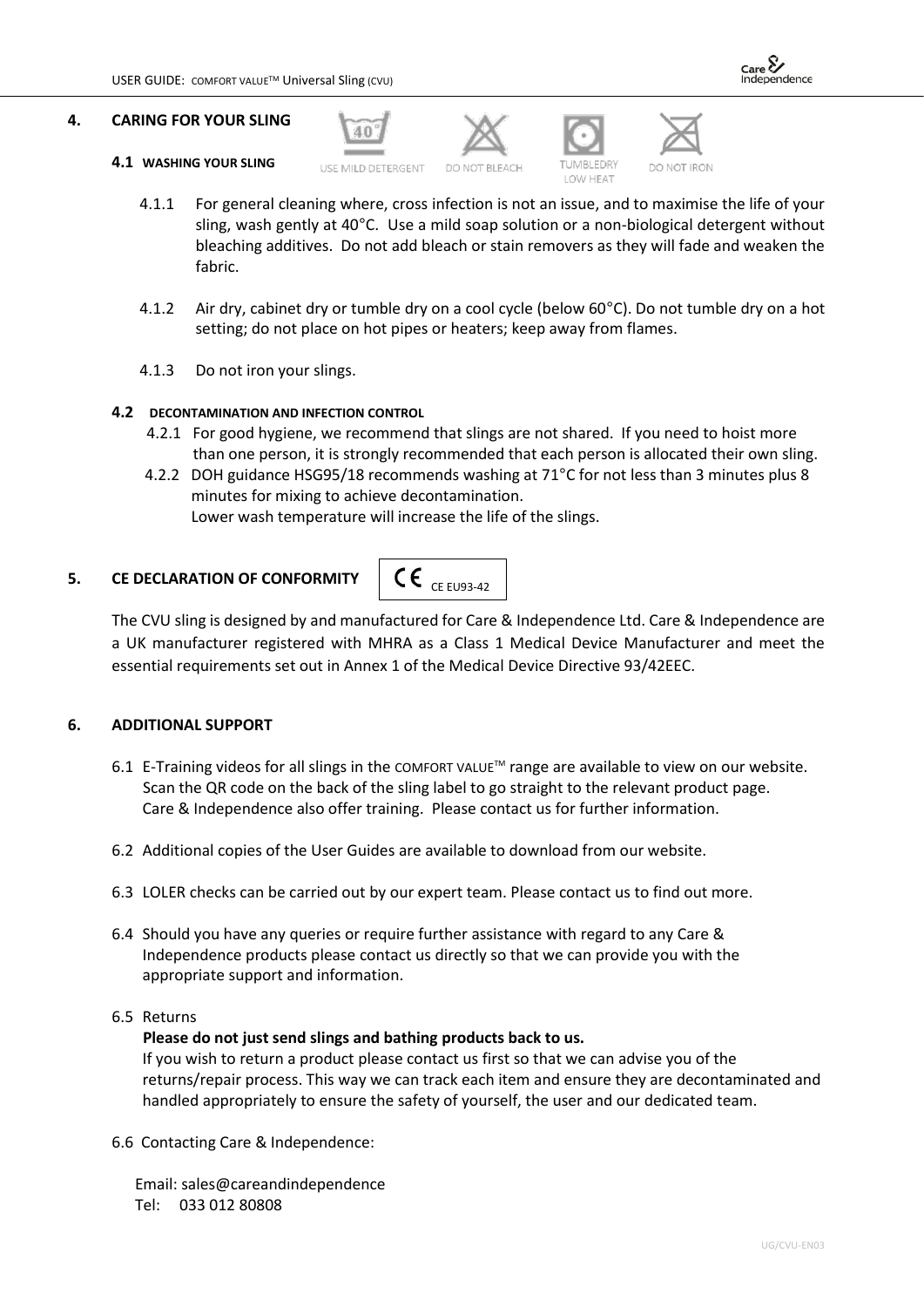## 4. CARING FOR YOUR SLING

USE MILD DETERGENT DO NOT BLEACH TUMBLEDRY LOW HEAT DO NOT IRON

### 4.1 WASHING YOUR SLING

4.1.1 For general cleaning where, cross infection is not an issue, and to maximise the life of your sling, wash gently at 40°C. Use a mild soap solution or a non-biological detergent without bleaching additives. Do not add bleach or stain removers as they will fade and weaken the fabric.

4.1.2 Air dry, cabinet dry or tumble dry on a cool cycle (below 60°C). Do not tumble dry on a hot setting; do not place on hot pipes or heaters; keep away from flames.

4.1.3 Do not iron your slings.

### 4.2 DECONTAMINATION AND INFECTION CONTROL

4.2.1 For good hygiene, we recommend that slings are not shared. If you need to hoist more than one person, it is strongly recommended that each person is allocated their own sling.

4.2.2 DOH guidance HSG95/18 recommends washing at 71°C for not less than 3 minutes plus 8 minutes for mixing to achieve decontamination.
Lower wash temperature will increase the life of the slings.

## 5. CE DECLARATION OF CONFORMITY

CE CE EU93-42

The CVU sling is designed by and manufactured for Care & Independence Ltd. Care & Independence are a UK manufacturer registered with MHRA as a Class 1 Medical Device Manufacturer and meet the essential requirements set out in Annex 1 of the Medical Device Directive 93/42EEC.

## 6. ADDITIONAL SUPPORT

6.1 E-Training videos for all slings in the COMFORT VALUE™ range are available to view on our website. Scan the QR code on the back of the sling label to go straight to the relevant product page. Care & Independence also offer training. Please contact us for further information.

6.2 Additional copies of the User Guides are available to download from our website.

6.3 LOLER checks can be carried out by our expert team. Please contact us to find out more.

6.4 Should you have any queries or require further assistance with regard to any Care & Independence products please contact us directly so that we can provide you with the appropriate support and information.

6.5 Returns

**Please do not just send slings and bathing products back to us.**

If you wish to return a product please contact us first so that we can advise you of the returns/repair process. This way we can track each item and ensure they are decontaminated and handled appropriately to ensure the safety of yourself, the user and our dedicated team.

6.6 Contacting Care & Independence:

Email: sales@careandindependence
Tel: 033 012 80808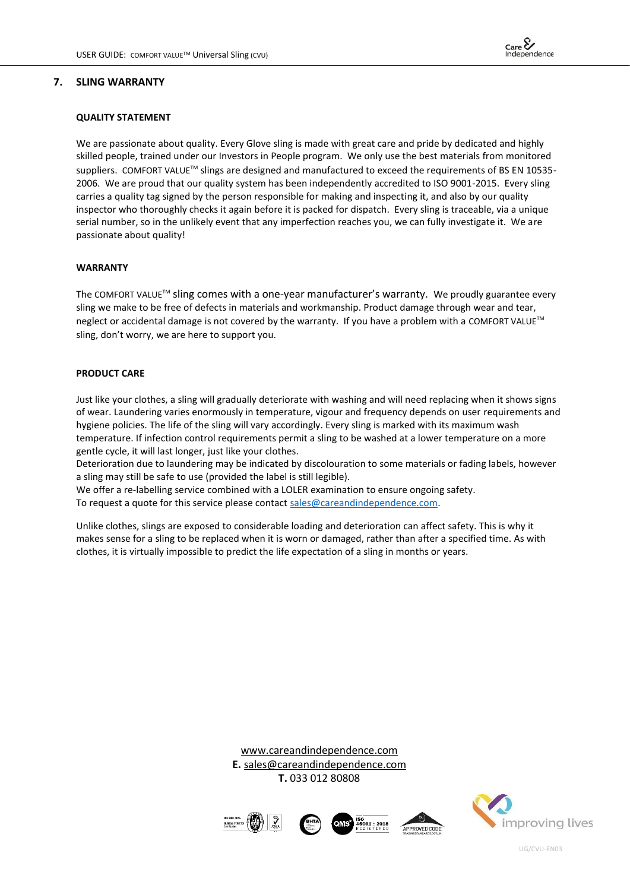## 7. SLING WARRANTY

### QUALITY STATEMENT

We are passionate about quality. Every Glove sling is made with great care and pride by dedicated and highly skilled people, trained under our Investors in People program. We only use the best materials from monitored suppliers. COMFORT VALUE™ slings are designed and manufactured to exceed the requirements of BS EN 10535-2006. We are proud that our quality system has been independently accredited to ISO 9001-2015. Every sling carries a quality tag signed by the person responsible for making and inspecting it, and also by our quality inspector who thoroughly checks it again before it is packed for dispatch. Every sling is traceable, via a unique serial number, so in the unlikely event that any imperfection reaches you, we can fully investigate it. We are passionate about quality!

### WARRANTY

The COMFORT VALUE™ sling comes with a one-year manufacturer's warranty. We proudly guarantee every sling we make to be free of defects in materials and workmanship. Product damage through wear and tear, neglect or accidental damage is not covered by the warranty. If you have a problem with a COMFORT VALUE™ sling, don't worry, we are here to support you.

### PRODUCT CARE

Just like your clothes, a sling will gradually deteriorate with washing and will need replacing when it shows signs of wear. Laundering varies enormously in temperature, vigour and frequency depends on user requirements and hygiene policies. The life of the sling will vary accordingly. Every sling is marked with its maximum wash temperature. If infection control requirements permit a sling to be washed at a lower temperature on a more gentle cycle, it will last longer, just like your clothes.

Deterioration due to laundering may be indicated by discolouration to some materials or fading labels, however a sling may still be safe to use (provided the label is still legible).

We offer a re-labelling service combined with a LOLER examination to ensure ongoing safety.

To request a quote for this service please contact sales@careandindependence.com.

Unlike clothes, slings are exposed to considerable loading and deterioration can affect safety. This is why it makes sense for a sling to be replaced when it is worn or damaged, rather than after a specified time. As with clothes, it is virtually impossible to predict the life expectation of a sling in months or years.

www.careandindependence.com
**E.** sales@careandindependence.com
**T.** 033 012 80808

UG/CVU-EN03